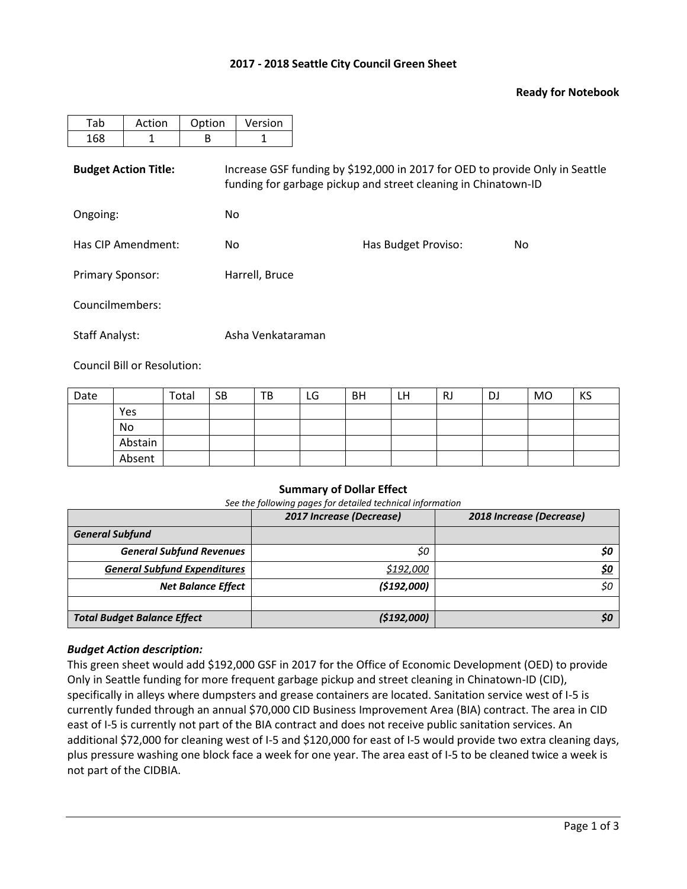## 2017 - 2018 Seattle City Council Green Sheet

**Ready for Notebook**

| Tab | Action | Option | Version |
|---|---|---|---|
| 168 | 1 | B | 1 |

**Budget Action Title:** Increase GSF funding by $192,000 in 2017 for OED to provide Only in Seattle funding for garbage pickup and street cleaning in Chinatown-ID

Ongoing: No

Has CIP Amendment: No

Has Budget Proviso: No

Primary Sponsor: Harrell, Bruce

Councilmembers:

Staff Analyst: Asha Venkataraman

Council Bill or Resolution:

| Date | | Total | SB | TB | LG | BH | LH | RJ | DJ | MO | KS |
|---|---|---|---|---|---|---|---|---|---|---|---|
| | Yes | | | | | | | | | | |
| | No | | | | | | | | | | |
| | Abstain | | | | | | | | | | |
| | Absent | | | | | | | | | | |

### Summary of Dollar Effect

*See the following pages for detailed technical information*

| | *2017 Increase (Decrease)* | *2018 Increase (Decrease)* |
|---|---|---|
| ***General Subfund*** | | |
| ***General Subfund Revenues*** | *$0* | ***$0*** |
| ***General Subfund Expenditures*** | *$192,000* | ***$0*** |
| ***Net Balance Effect*** | ***($192,000)*** | *$0* |
| | | |
| ***Total Budget Balance Effect*** | ***($192,000)*** | ***$0*** |

### *Budget Action description:*

This green sheet would add $192,000 GSF in 2017 for the Office of Economic Development (OED) to provide Only in Seattle funding for more frequent garbage pickup and street cleaning in Chinatown-ID (CID), specifically in alleys where dumpsters and grease containers are located. Sanitation service west of I-5 is currently funded through an annual $70,000 CID Business Improvement Area (BIA) contract. The area in CID east of I-5 is currently not part of the BIA contract and does not receive public sanitation services. An additional $72,000 for cleaning west of I-5 and $120,000 for east of I-5 would provide two extra cleaning days, plus pressure washing one block face a week for one year. The area east of I-5 to be cleaned twice a week is not part of the CIDBIA.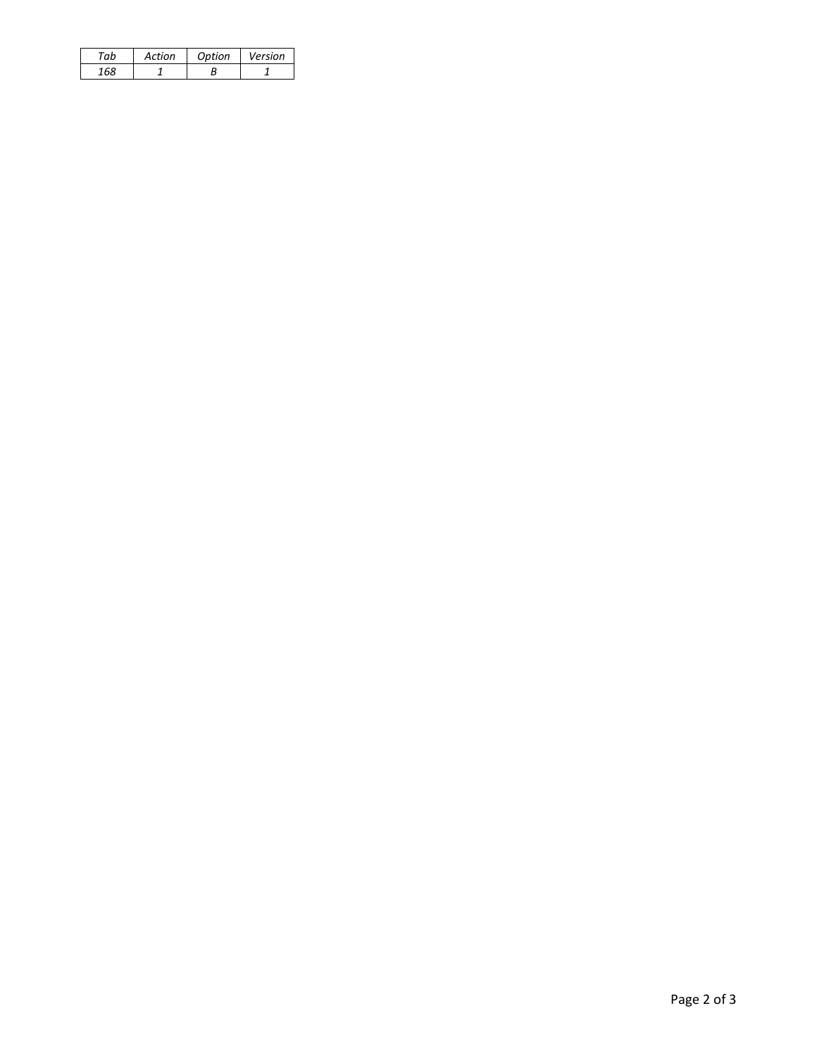| *Tab* | *Action* | *Option* | *Version* |
|---|---|---|---|
| *168* | *1* | *B* | *1* |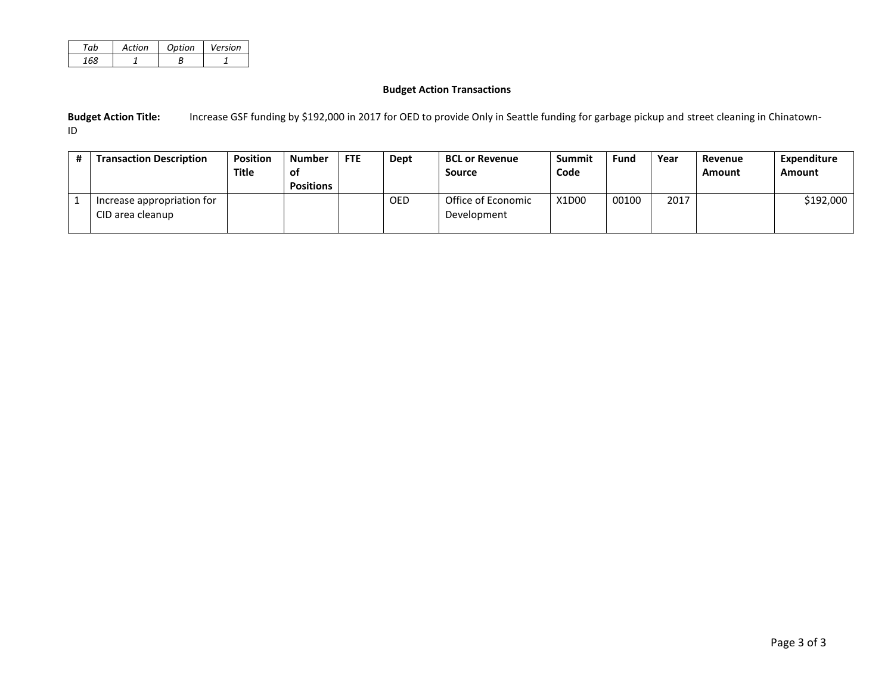| Tab | Action | Option | Version |
|---|---|---|---|
| 168 | 1 | B | 1 |

**Budget Action Transactions**

**Budget Action Title:** Increase GSF funding by $192,000 in 2017 for OED to provide Only in Seattle funding for garbage pickup and street cleaning in Chinatown-ID

| # | Transaction Description | Position Title | Number of Positions | FTE | Dept | BCL or Revenue Source | Summit Code | Fund | Year | Revenue Amount | Expenditure Amount |
|---|---|---|---|---|---|---|---|---|---|---|---|
| 1 | Increase appropriation for CID area cleanup | | | | OED | Office of Economic Development | X1D00 | 00100 | 2017 | | $192,000 |